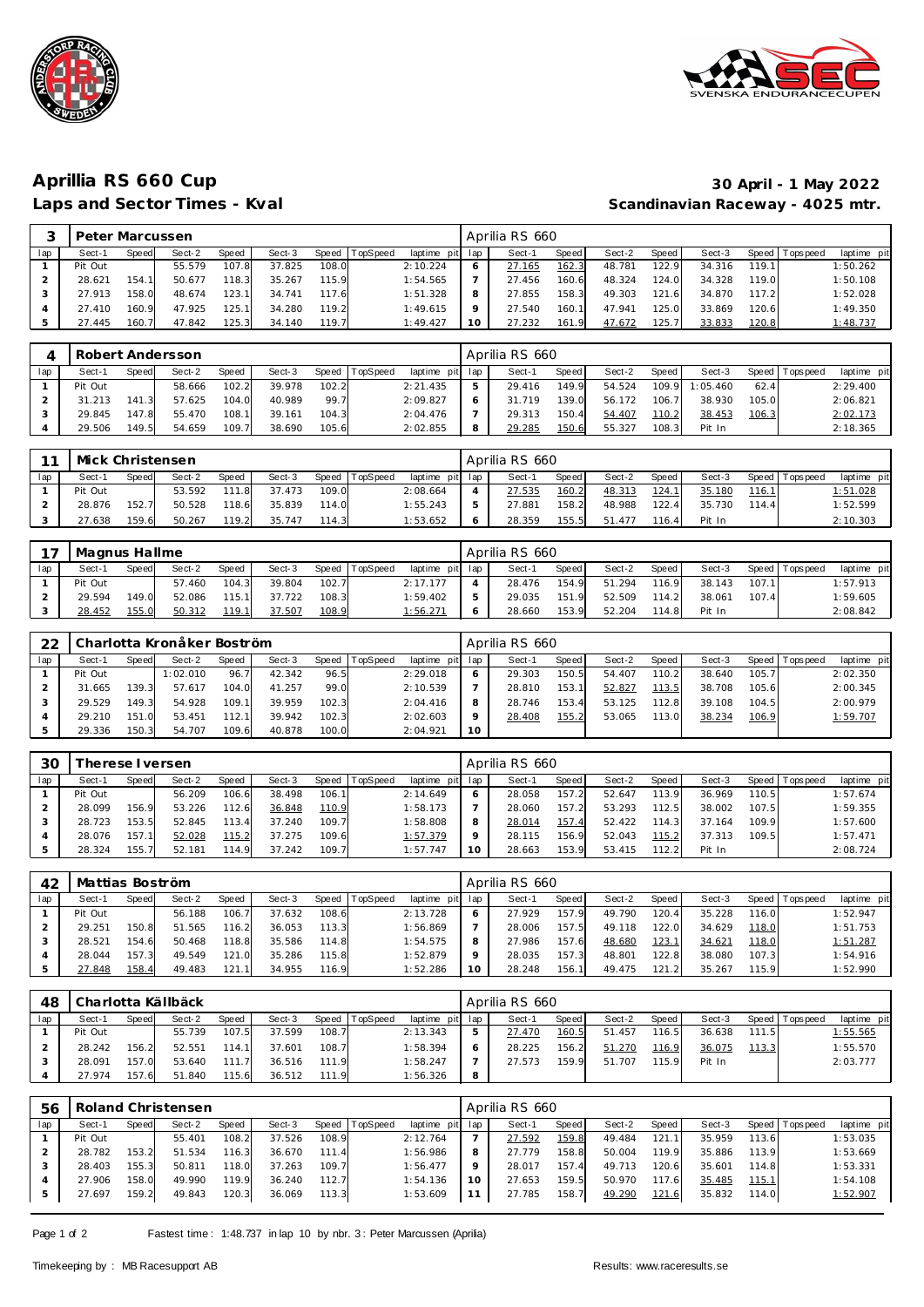# Aprillia RS 660 Cup

**30 April - 1 May 2022**

## Laps and Sector Times - Kval

**Scandinavian Raceway - 4025 mtr.**

| 3 | Peter Marcussen | | | | | | | | | Aprilia RS 660 | | | | | | | | |
|---|---|---|---|---|---|---|---|---|---|---|---|---|---|---|---|---|---|---|
| lap | Sect-1 | Speed | Sect-2 | Speed | Sect-3 | Speed | TopSpeed | laptime pit | lap | Sect-1 | Speed | Sect-2 | Speed | Sect-3 | Speed | Topspeed | laptime pit |
| 1 | Pit Out | | 55.579 | 107.8 | 37.825 | 108.0 | | 2:10.224 | 6 | 27.165 | 162.3 | 48.781 | 122.9 | 34.316 | 119.1 | | 1:50.262 |
| 2 | 28.621 | 154.1 | 50.677 | 118.3 | 35.267 | 115.9 | | 1:54.565 | 7 | 27.456 | 160.6 | 48.324 | 124.0 | 34.328 | 119.0 | | 1:50.108 |
| 3 | 27.913 | 158.0 | 48.674 | 123.1 | 34.741 | 117.6 | | 1:51.328 | 8 | 27.855 | 158.3 | 49.303 | 121.6 | 34.870 | 117.2 | | 1:52.028 |
| 4 | 27.410 | 160.9 | 47.925 | 125.1 | 34.280 | 119.2 | | 1:49.615 | 9 | 27.540 | 160.1 | 47.941 | 125.0 | 33.869 | 120.6 | | 1:49.350 |
| 5 | 27.445 | 160.7 | 47.842 | 125.3 | 34.140 | 119.7 | | 1:49.427 | 10 | 27.232 | 161.9 | 47.672 | 125.7 | 33.833 | 120.8 | | 1:48.737 |

| 4 | Robert Andersson | | | | | | | | | Aprilia RS 660 | | | | | | | | |
|---|---|---|---|---|---|---|---|---|---|---|---|---|---|---|---|---|---|---|
| lap | Sect-1 | Speed | Sect-2 | Speed | Sect-3 | Speed | TopSpeed | laptime pit | lap | Sect-1 | Speed | Sect-2 | Speed | Sect-3 | Speed | Topspeed | laptime pit |
| 1 | Pit Out | | 58.666 | 102.2 | 39.978 | 102.2 | | 2:21.435 | 5 | 29.416 | 149.9 | 54.524 | 109.9 | 1:05.460 | 62.4 | | 2:29.400 |
| 2 | 31.213 | 141.3 | 57.625 | 104.0 | 40.989 | 99.7 | | 2:09.827 | 6 | 31.719 | 139.0 | 56.172 | 106.7 | 38.930 | 105.0 | | 2:06.821 |
| 3 | 29.845 | 147.8 | 55.470 | 108.1 | 39.161 | 104.3 | | 2:04.476 | 7 | 29.313 | 150.4 | 54.407 | 110.2 | 38.453 | 106.3 | | 2:02.173 |
| 4 | 29.506 | 149.5 | 54.659 | 109.7 | 38.690 | 105.6 | | 2:02.855 | 8 | 29.285 | 150.6 | 55.327 | 108.3 | Pit In | | | 2:18.365 |

| 11 | Mick Christensen | | | | | | | | | Aprilia RS 660 | | | | | | | | |
|---|---|---|---|---|---|---|---|---|---|---|---|---|---|---|---|---|---|---|
| lap | Sect-1 | Speed | Sect-2 | Speed | Sect-3 | Speed | TopSpeed | laptime pit | lap | Sect-1 | Speed | Sect-2 | Speed | Sect-3 | Speed | Topspeed | laptime pit |
| 1 | Pit Out | | 53.592 | 111.8 | 37.473 | 109.0 | | 2:08.664 | 4 | 27.535 | 160.2 | 48.313 | 124.1 | 35.180 | 116.1 | | 1:51.028 |
| 2 | 28.876 | 152.7 | 50.528 | 118.6 | 35.839 | 114.0 | | 1:55.243 | 5 | 27.881 | 158.2 | 48.988 | 122.4 | 35.730 | 114.4 | | 1:52.599 |
| 3 | 27.638 | 159.6 | 50.267 | 119.2 | 35.747 | 114.3 | | 1:53.652 | 6 | 28.359 | 155.5 | 51.477 | 116.4 | Pit In | | | 2:10.303 |

| 17 | Magnus Hallme | | | | | | | | | Aprilia RS 660 | | | | | | | | |
|---|---|---|---|---|---|---|---|---|---|---|---|---|---|---|---|---|---|---|
| lap | Sect-1 | Speed | Sect-2 | Speed | Sect-3 | Speed | TopSpeed | laptime pit | lap | Sect-1 | Speed | Sect-2 | Speed | Sect-3 | Speed | Topspeed | laptime pit |
| 1 | Pit Out | | 57.460 | 104.3 | 39.804 | 102.7 | | 2:17.177 | 4 | 28.476 | 154.9 | 51.294 | 116.9 | 38.143 | 107.1 | | 1:57.913 |
| 2 | 29.594 | 149.0 | 52.086 | 115.1 | 37.722 | 108.3 | | 1:59.402 | 5 | 29.035 | 151.9 | 52.509 | 114.2 | 38.061 | 107.4 | | 1:59.605 |
| 3 | 28.452 | 155.0 | 50.312 | 119.1 | 37.507 | 108.9 | | 1:56.271 | 6 | 28.660 | 153.9 | 52.204 | 114.8 | Pit In | | | 2:08.842 |

| 22 | Charlotta Kronåker Boström | | | | | | | | | Aprilia RS 660 | | | | | | | | |
|---|---|---|---|---|---|---|---|---|---|---|---|---|---|---|---|---|---|---|
| lap | Sect-1 | Speed | Sect-2 | Speed | Sect-3 | Speed | TopSpeed | laptime pit | lap | Sect-1 | Speed | Sect-2 | Speed | Sect-3 | Speed | Topspeed | laptime pit |
| 1 | Pit Out | | 1:02.010 | 96.7 | 42.342 | 96.5 | | 2:29.018 | 6 | 29.303 | 150.5 | 54.407 | 110.2 | 38.640 | 105.7 | | 2:02.350 |
| 2 | 31.665 | 139.3 | 57.617 | 104.0 | 41.257 | 99.0 | | 2:10.539 | 7 | 28.810 | 153.1 | 52.827 | 113.5 | 38.708 | 105.6 | | 2:00.345 |
| 3 | 29.529 | 149.3 | 54.928 | 109.1 | 39.959 | 102.3 | | 2:04.416 | 8 | 28.746 | 153.4 | 53.125 | 112.8 | 39.108 | 104.5 | | 2:00.979 |
| 4 | 29.210 | 151.0 | 53.451 | 112.1 | 39.942 | 102.3 | | 2:02.603 | 9 | 28.408 | 155.2 | 53.065 | 113.0 | 38.234 | 106.9 | | 1:59.707 |
| 5 | 29.336 | 150.3 | 54.707 | 109.6 | 40.878 | 100.0 | | 2:04.921 | 10 | | | | | | | | |

| 30 | Therese Iversen | | | | | | | | | Aprilia RS 660 | | | | | | | | |
|---|---|---|---|---|---|---|---|---|---|---|---|---|---|---|---|---|---|---|
| lap | Sect-1 | Speed | Sect-2 | Speed | Sect-3 | Speed | TopSpeed | laptime pit | lap | Sect-1 | Speed | Sect-2 | Speed | Sect-3 | Speed | Topspeed | laptime pit |
| 1 | Pit Out | | 56.209 | 106.6 | 38.498 | 106.1 | | 2:14.649 | 6 | 28.058 | 157.2 | 52.647 | 113.9 | 36.969 | 110.5 | | 1:57.674 |
| 2 | 28.099 | 156.9 | 53.226 | 112.6 | 36.848 | 110.9 | | 1:58.173 | 7 | 28.060 | 157.2 | 53.293 | 112.5 | 38.002 | 107.5 | | 1:59.355 |
| 3 | 28.723 | 153.5 | 52.845 | 113.4 | 37.240 | 109.7 | | 1:58.808 | 8 | 28.014 | 157.4 | 52.422 | 114.3 | 37.164 | 109.9 | | 1:57.600 |
| 4 | 28.076 | 157.1 | 52.028 | 115.2 | 37.275 | 109.6 | | 1:57.379 | 9 | 28.115 | 156.9 | 52.043 | 115.2 | 37.313 | 109.5 | | 1:57.471 |
| 5 | 28.324 | 155.7 | 52.181 | 114.9 | 37.242 | 109.7 | | 1:57.747 | 10 | 28.663 | 153.9 | 53.415 | 112.2 | Pit In | | | 2:08.724 |

| 42 | Mattias Boström | | | | | | | | | Aprilia RS 660 | | | | | | | | |
|---|---|---|---|---|---|---|---|---|---|---|---|---|---|---|---|---|---|---|
| lap | Sect-1 | Speed | Sect-2 | Speed | Sect-3 | Speed | TopSpeed | laptime pit | lap | Sect-1 | Speed | Sect-2 | Speed | Sect-3 | Speed | Topspeed | laptime pit |
| 1 | Pit Out | | 56.188 | 106.7 | 37.632 | 108.6 | | 2:13.728 | 6 | 27.929 | 157.9 | 49.790 | 120.4 | 35.228 | 116.0 | | 1:52.947 |
| 2 | 29.251 | 150.8 | 51.565 | 116.2 | 36.053 | 113.3 | | 1:56.869 | 7 | 28.006 | 157.5 | 49.118 | 122.0 | 34.629 | 118.0 | | 1:51.753 |
| 3 | 28.521 | 154.6 | 50.468 | 118.8 | 35.586 | 114.8 | | 1:54.575 | 8 | 27.986 | 157.6 | 48.680 | 123.1 | 34.621 | 118.0 | | 1:51.287 |
| 4 | 28.044 | 157.3 | 49.549 | 121.0 | 35.286 | 115.8 | | 1:52.879 | 9 | 28.035 | 157.3 | 48.801 | 122.8 | 38.080 | 107.3 | | 1:54.916 |
| 5 | 27.848 | 158.4 | 49.483 | 121.1 | 34.955 | 116.9 | | 1:52.286 | 10 | 28.248 | 156.1 | 49.475 | 121.2 | 35.267 | 115.9 | | 1:52.990 |

| 48 | Charlotta Källbäck | | | | | | | | | Aprilia RS 660 | | | | | | | | |
|---|---|---|---|---|---|---|---|---|---|---|---|---|---|---|---|---|---|---|
| lap | Sect-1 | Speed | Sect-2 | Speed | Sect-3 | Speed | TopSpeed | laptime pit | lap | Sect-1 | Speed | Sect-2 | Speed | Sect-3 | Speed | Topspeed | laptime pit |
| 1 | Pit Out | | 55.739 | 107.5 | 37.599 | 108.7 | | 2:13.343 | 5 | 27.470 | 160.5 | 51.457 | 116.5 | 36.638 | 111.5 | | 1:55.565 |
| 2 | 28.242 | 156.2 | 52.551 | 114.1 | 37.601 | 108.7 | | 1:58.394 | 6 | 28.225 | 156.2 | 51.270 | 116.9 | 36.075 | 113.3 | | 1:55.570 |
| 3 | 28.091 | 157.0 | 53.640 | 111.7 | 36.516 | 111.9 | | 1:58.247 | 7 | 27.573 | 159.9 | 51.707 | 115.9 | Pit In | | | 2:03.777 |
| 4 | 27.974 | 157.6 | 51.840 | 115.6 | 36.512 | 111.9 | | 1:56.326 | 8 | | | | | | | | |

| 56 | Roland Christensen | | | | | | | | | Aprilia RS 660 | | | | | | | | |
|---|---|---|---|---|---|---|---|---|---|---|---|---|---|---|---|---|---|---|
| lap | Sect-1 | Speed | Sect-2 | Speed | Sect-3 | Speed | TopSpeed | laptime pit | lap | Sect-1 | Speed | Sect-2 | Speed | Sect-3 | Speed | Topspeed | laptime pit |
| 1 | Pit Out | | 55.401 | 108.2 | 37.526 | 108.9 | | 2:12.764 | 7 | 27.592 | 159.8 | 49.484 | 121.1 | 35.959 | 113.6 | | 1:53.035 |
| 2 | 28.782 | 153.2 | 51.534 | 116.3 | 36.670 | 111.4 | | 1:56.986 | 8 | 27.779 | 158.8 | 50.004 | 119.9 | 35.886 | 113.9 | | 1:53.669 |
| 3 | 28.403 | 155.3 | 50.811 | 118.0 | 37.263 | 109.7 | | 1:56.477 | 9 | 28.017 | 157.4 | 49.713 | 120.6 | 35.601 | 114.8 | | 1:53.331 |
| 4 | 27.906 | 158.0 | 49.990 | 119.9 | 36.240 | 112.7 | | 1:54.136 | 10 | 27.653 | 159.5 | 50.970 | 117.6 | 35.485 | 115.1 | | 1:54.108 |
| 5 | 27.697 | 159.2 | 49.843 | 120.3 | 36.069 | 113.3 | | 1:53.609 | 11 | 27.785 | 158.7 | 49.290 | 121.6 | 35.832 | 114.0 | | 1:52.907 |

Fastest time : 1:48.737 in lap 10 by nbr. 3 : Peter Marcussen (Aprilia)

Timekeeping by : MB Racesupport AB

Results: www.raceresults.se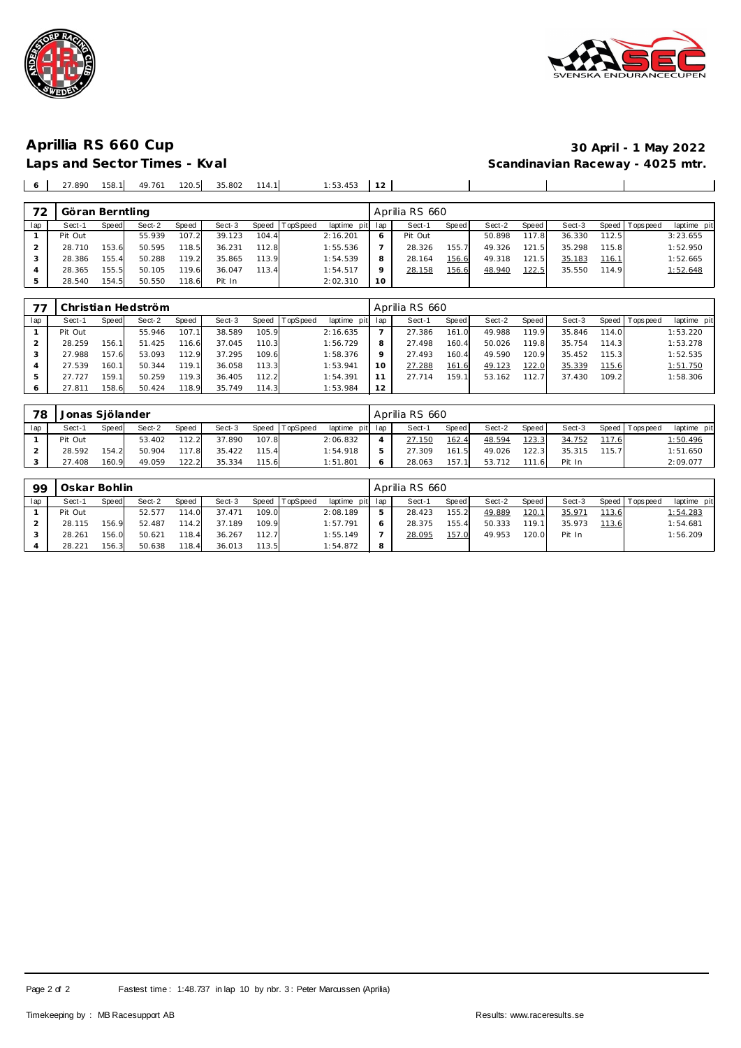# Aprillia RS 660 Cup

**30 April - 1 May 2022**

## Laps and Sector Times - Kval

**Scandinavian Raceway - 4025 mtr.**

| lap | Sect-1 | Speed | Sect-2 | Speed | Sect-3 | Speed | TopSpeed | laptime pit | lap | Sect-1 | Speed | Sect-2 | Speed | Sect-3 | Speed | Topspeed | laptime pit |
|---|---|---|---|---|---|---|---|---|---|---|---|---|---|---|---|---|---|
| 6 | 27.890 | 158.1 | 49.761 | 120.5 | 35.802 | 114.1 | | 1:53.453 | 12 | | | | | | | | |

| 72 | Göran Berntling | | | | | | | | Aprilia RS 660 | | | | | | | | |
|---|---|---|---|---|---|---|---|---|---|---|---|---|---|---|---|---|---|
| lap | Sect-1 | Speed | Sect-2 | Speed | Sect-3 | Speed | TopSpeed | laptime pit | lap | Sect-1 | Speed | Sect-2 | Speed | Sect-3 | Speed | Topspeed | laptime pit |
| 1 | Pit Out | | 55.939 | 107.2 | 39.123 | 104.4 | | 2:16.201 | 6 | Pit Out | | 50.898 | 117.8 | 36.330 | 112.5 | | 3:23.655 |
| 2 | 28.710 | 153.6 | 50.595 | 118.5 | 36.231 | 112.8 | | 1:55.536 | 7 | 28.326 | 155.7 | 49.326 | 121.5 | 35.298 | 115.8 | | 1:52.950 |
| 3 | 28.386 | 155.4 | 50.288 | 119.2 | 35.865 | 113.9 | | 1:54.539 | 8 | 28.164 | 156.6 | 49.318 | 121.5 | 35.183 | 116.1 | | 1:52.665 |
| 4 | 28.365 | 155.5 | 50.105 | 119.6 | 36.047 | 113.4 | | 1:54.517 | 9 | 28.158 | 156.6 | 48.940 | 122.5 | 35.550 | 114.9 | | 1:52.648 |
| 5 | 28.540 | 154.5 | 50.550 | 118.6 | Pit In | | | 2:02.310 | 10 | | | | | | | | |

| 77 | Christian Hedström | | | | | | | | Aprilia RS 660 | | | | | | | | |
|---|---|---|---|---|---|---|---|---|---|---|---|---|---|---|---|---|---|
| lap | Sect-1 | Speed | Sect-2 | Speed | Sect-3 | Speed | TopSpeed | laptime pit | lap | Sect-1 | Speed | Sect-2 | Speed | Sect-3 | Speed | Topspeed | laptime pit |
| 1 | Pit Out | | 55.946 | 107.1 | 38.589 | 105.9 | | 2:16.635 | 7 | 27.386 | 161.0 | 49.988 | 119.9 | 35.846 | 114.0 | | 1:53.220 |
| 2 | 28.259 | 156.1 | 51.425 | 116.6 | 37.045 | 110.3 | | 1:56.729 | 8 | 27.498 | 160.4 | 50.026 | 119.8 | 35.754 | 114.3 | | 1:53.278 |
| 3 | 27.988 | 157.6 | 53.093 | 112.9 | 37.295 | 109.6 | | 1:58.376 | 9 | 27.493 | 160.4 | 49.590 | 120.9 | 35.452 | 115.3 | | 1:52.535 |
| 4 | 27.539 | 160.1 | 50.344 | 119.1 | 36.058 | 113.3 | | 1:53.941 | 10 | 27.288 | 161.6 | 49.123 | 122.0 | 35.339 | 115.6 | | 1:51.750 |
| 5 | 27.727 | 159.1 | 50.259 | 119.3 | 36.405 | 112.2 | | 1:54.391 | 11 | 27.714 | 159.1 | 53.162 | 112.7 | 37.430 | 109.2 | | 1:58.306 |
| 6 | 27.811 | 158.6 | 50.424 | 118.9 | 35.749 | 114.3 | | 1:53.984 | 12 | | | | | | | | |

| 78 | Jonas Sjölander | | | | | | | | Aprilia RS 660 | | | | | | | | |
|---|---|---|---|---|---|---|---|---|---|---|---|---|---|---|---|---|---|
| lap | Sect-1 | Speed | Sect-2 | Speed | Sect-3 | Speed | TopSpeed | laptime pit | lap | Sect-1 | Speed | Sect-2 | Speed | Sect-3 | Speed | Topspeed | laptime pit |
| 1 | Pit Out | | 53.402 | 112.2 | 37.890 | 107.8 | | 2:06.832 | 4 | 27.150 | 162.4 | 48.594 | 123.3 | 34.752 | 117.6 | | 1:50.496 |
| 2 | 28.592 | 154.2 | 50.904 | 117.8 | 35.422 | 115.4 | | 1:54.918 | 5 | 27.309 | 161.5 | 49.026 | 122.3 | 35.315 | 115.7 | | 1:51.650 |
| 3 | 27.408 | 160.9 | 49.059 | 122.2 | 35.334 | 115.6 | | 1:51.801 | 6 | 28.063 | 157.1 | 53.712 | 111.6 | Pit In | | | 2:09.077 |

| 99 | Oskar Bohlin | | | | | | | | Aprilia RS 660 | | | | | | | | |
|---|---|---|---|---|---|---|---|---|---|---|---|---|---|---|---|---|---|
| lap | Sect-1 | Speed | Sect-2 | Speed | Sect-3 | Speed | TopSpeed | laptime pit | lap | Sect-1 | Speed | Sect-2 | Speed | Sect-3 | Speed | Topspeed | laptime pit |
| 1 | Pit Out | | 52.577 | 114.0 | 37.471 | 109.0 | | 2:08.189 | 5 | 28.423 | 155.2 | 49.889 | 120.1 | 35.971 | 113.6 | | 1:54.283 |
| 2 | 28.115 | 156.9 | 52.487 | 114.2 | 37.189 | 109.9 | | 1:57.791 | 6 | 28.375 | 155.4 | 50.333 | 119.1 | 35.973 | 113.6 | | 1:54.681 |
| 3 | 28.261 | 156.0 | 50.621 | 118.4 | 36.267 | 112.7 | | 1:55.149 | 7 | 28.095 | 157.0 | 49.953 | 120.0 | Pit In | | | 1:56.209 |
| 4 | 28.221 | 156.3 | 50.638 | 118.4 | 36.013 | 113.5 | | 1:54.872 | 8 | | | | | | | | |

Fastest time : 1:48.737 in lap 10 by nbr. 3 : Peter Marcussen (Aprilia)

Timekeeping by : MB Racesupport AB

Results: www.raceresults.se